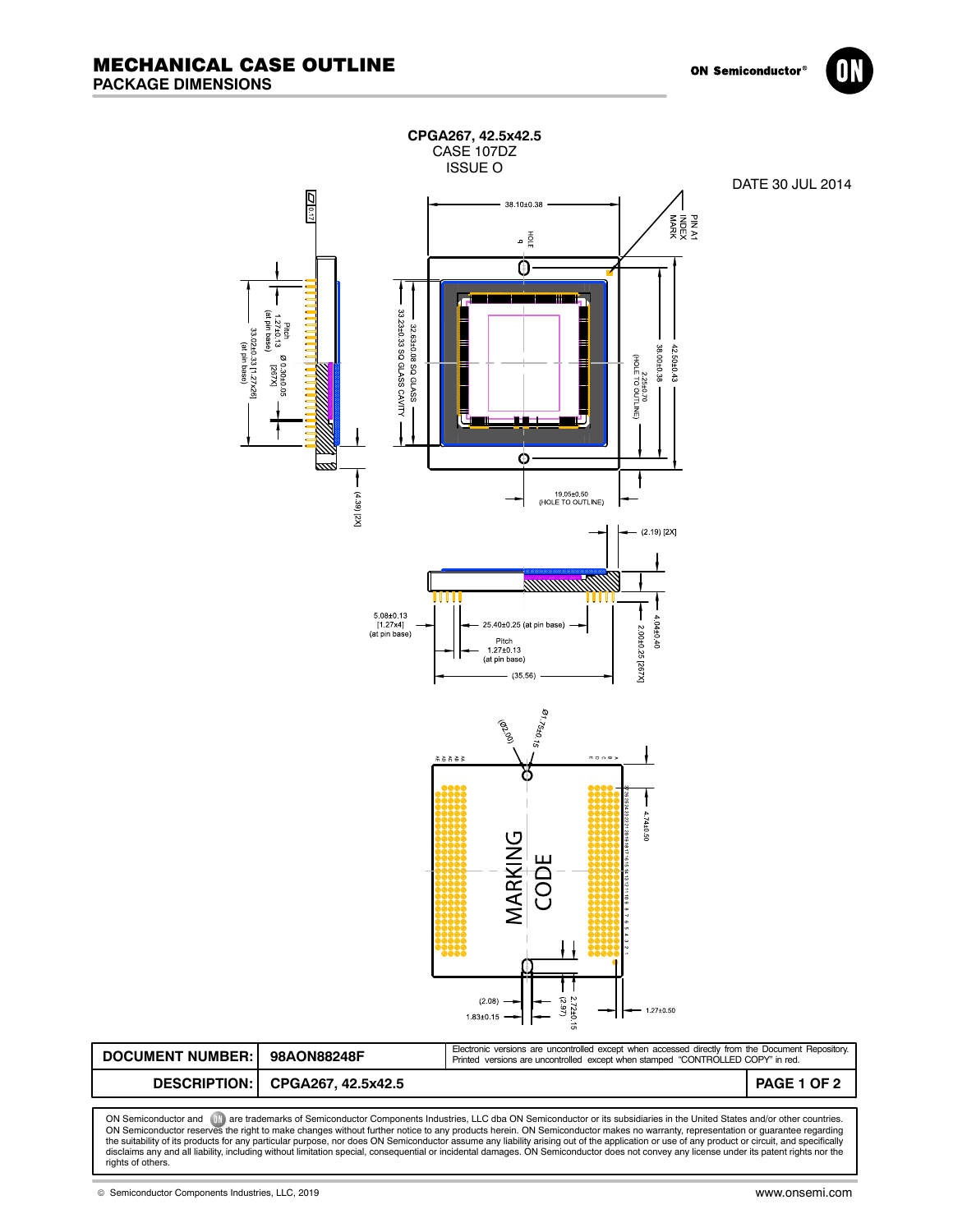# MECHANICAL CASE OUTLINE

## PACKAGE DIMENSIONS

ON Semiconductor®

**CPGA267, 42.5x42.5**
CASE 107DZ
ISSUE O

DATE 30 JUL 2014

38.10±0.38

HOLE

PIN A1 INDEX MARK

0.12

Pitch 1.27±0.13 (at pin base)

Ø 0.30±0.05 [267X]

33.02±0.33 [1.27x26] (at pin base)

33.23±0.33 SQ GLASS CAVITY

32.63±0.08 SQ GLASS

38.00±0.38 (HOLE TO OUTLINE)

42.50±0.43

2.25±0.70

(4.39) [2X]

19.05±0.50 (HOLE TO OUTLINE)

(2.19) [2X]

5.08±0.13 [1.27x4] (at pin base)

25.40±0.25 (at pin base)

Pitch 1.27±0.13 (at pin base)

(35.56)

4.04±0.40

2.00±0.25 [267X]

(Ø2.00)

Ø1.750±.15

4.74±0.50

MARKING CODE

(2.08)

1.83±0.15

2.72±0.15 (2.97)

1.27±0.50

| DOCUMENT NUMBER: | 98AON88248F | Electronic versions are uncontrolled except when accessed directly from the Document Repository. Printed versions are uncontrolled except when stamped "CONTROLLED COPY" in red. |
|---|---|---|
| DESCRIPTION: | CPGA267, 42.5x42.5 | PAGE 1 OF 2 |

ON Semiconductor and ON are trademarks of Semiconductor Components Industries, LLC dba ON Semiconductor or its subsidiaries in the United States and/or other countries. ON Semiconductor reserves the right to make changes without further notice to any products herein. ON Semiconductor makes no warranty, representation or guarantee regarding the suitability of its products for any particular purpose, nor does ON Semiconductor assume any liability arising out of the application or use of any product or circuit, and specifically disclaims any and all liability, including without limitation special, consequential or incidental damages. ON Semiconductor does not convey any license under its patent rights nor the rights of others.

© Semiconductor Components Industries, LLC, 2019

www.onsemi.com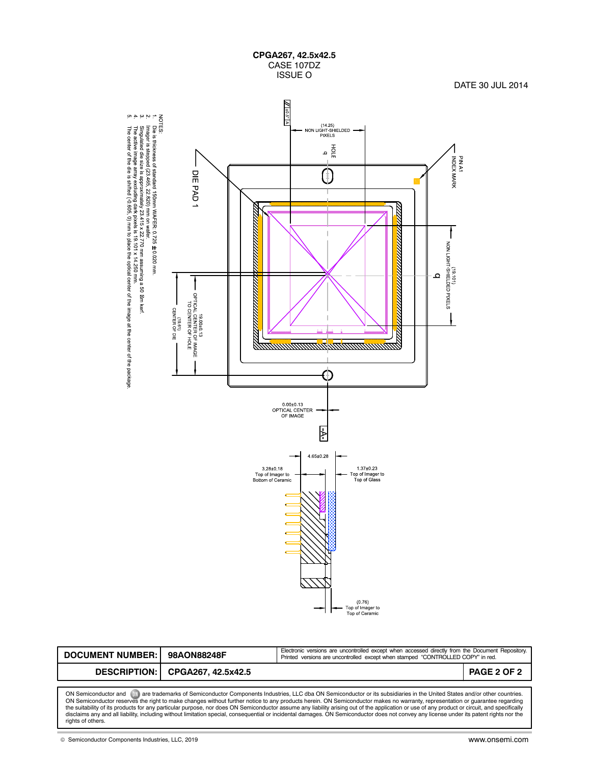# CPGA267, 42.5x42.5
CASE 107DZ
ISSUE O

DATE 30 JUL 2014

NOTES:
1. Die is thickness of standard 150mm WAFER: 0.725 ± 0.020 mm.
2. Imager is stepped (23.465, 22.820) mm on wafer.
3. Singulated die size is approximately 23.415 x 22.770 mm assuming a 50 μm kerf.
4. The active image array excluding dark pixels is 19.101 x 14.250 mm.
5. The center of the die is shifted (-0.605, 0) mm to place the optical center of the image at the center of the package.

// 0.5° A

(14.25)
NON LIGHT-SHIELDED
PIXELS

HOLE
℄

PIN A1
INDEX MARK

DIE PAD 1

(19.101)
NON LIGHT-SHIELDED PIXELS
℄

19.00±0.13
OPTICAL CENTER OF IMAGE
TO CENTER OF HOLE

(19.61)
CENTER OF DIE

0.00±0.13
OPTICAL CENTER
OF IMAGE

-A-

4.65±0.28

3.28±0.18
Top of Imager to
Bottom of Ceramic

1.37±0.23
Top of Imager to
Top of Glass

(0.76)
Top of Imager to
Top of Ceramic

| | | |
|---|---|---|
| **DOCUMENT NUMBER:** | **98AON88248F** | Electronic versions are uncontrolled except when accessed directly from the Document Repository. Printed versions are uncontrolled except when stamped "CONTROLLED COPY" in red. |
| **DESCRIPTION:** | **CPGA267, 42.5x42.5** | **PAGE 2 OF 2** |

ON Semiconductor and ON are trademarks of Semiconductor Components Industries, LLC dba ON Semiconductor or its subsidiaries in the United States and/or other countries. ON Semiconductor reserves the right to make changes without further notice to any products herein. ON Semiconductor makes no warranty, representation or guarantee regarding the suitability of its products for any particular purpose, nor does ON Semiconductor assume any liability arising out of the application or use of any product or circuit, and specifically disclaims any and all liability, including without limitation special, consequential or incidental damages. ON Semiconductor does not convey any license under its patent rights nor the rights of others.

© Semiconductor Components Industries, LLC, 2019

www.onsemi.com